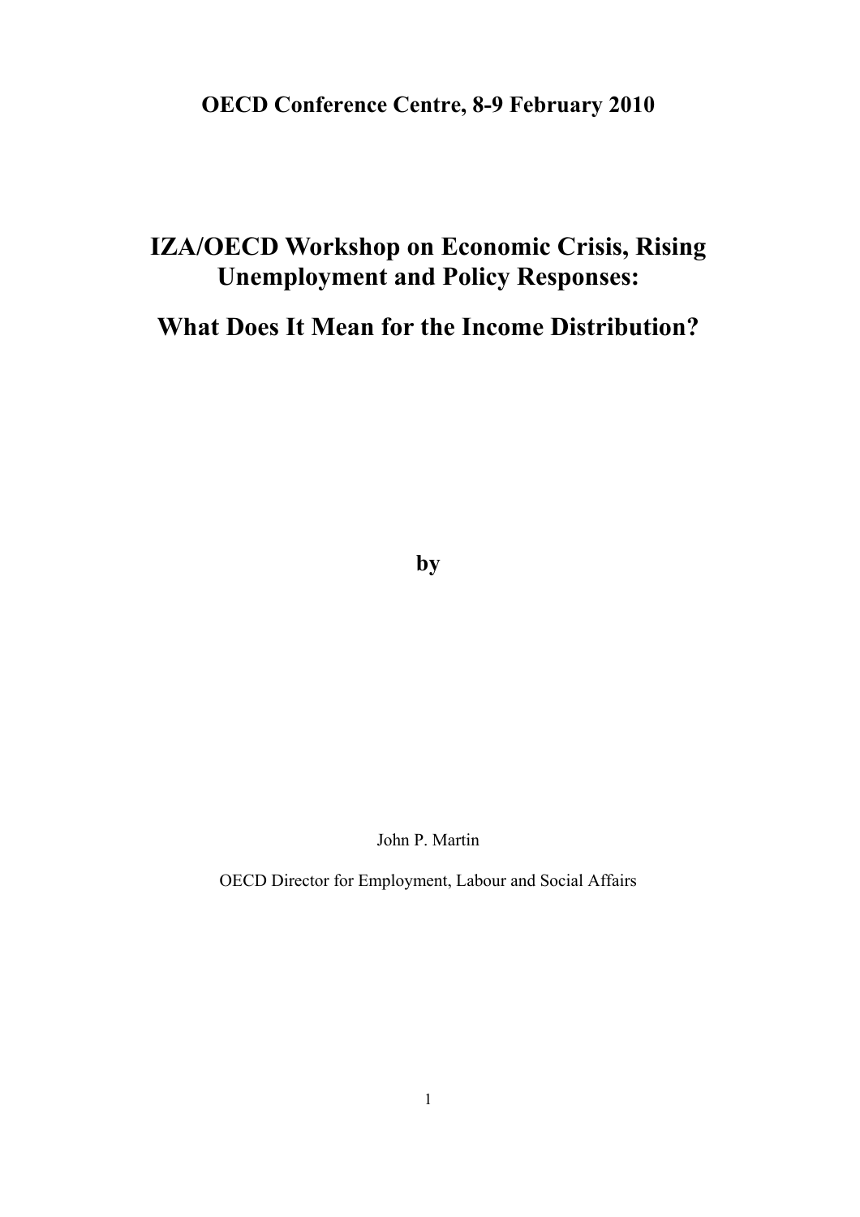**OECD Conference Centre, 8-9 February 2010**

# IZA/OECD Workshop on Economic Crisis, Rising Unemployment and Policy Responses:

# What Does It Mean for the Income Distribution?

**by**

John P. Martin

OECD Director for Employment, Labour and Social Affairs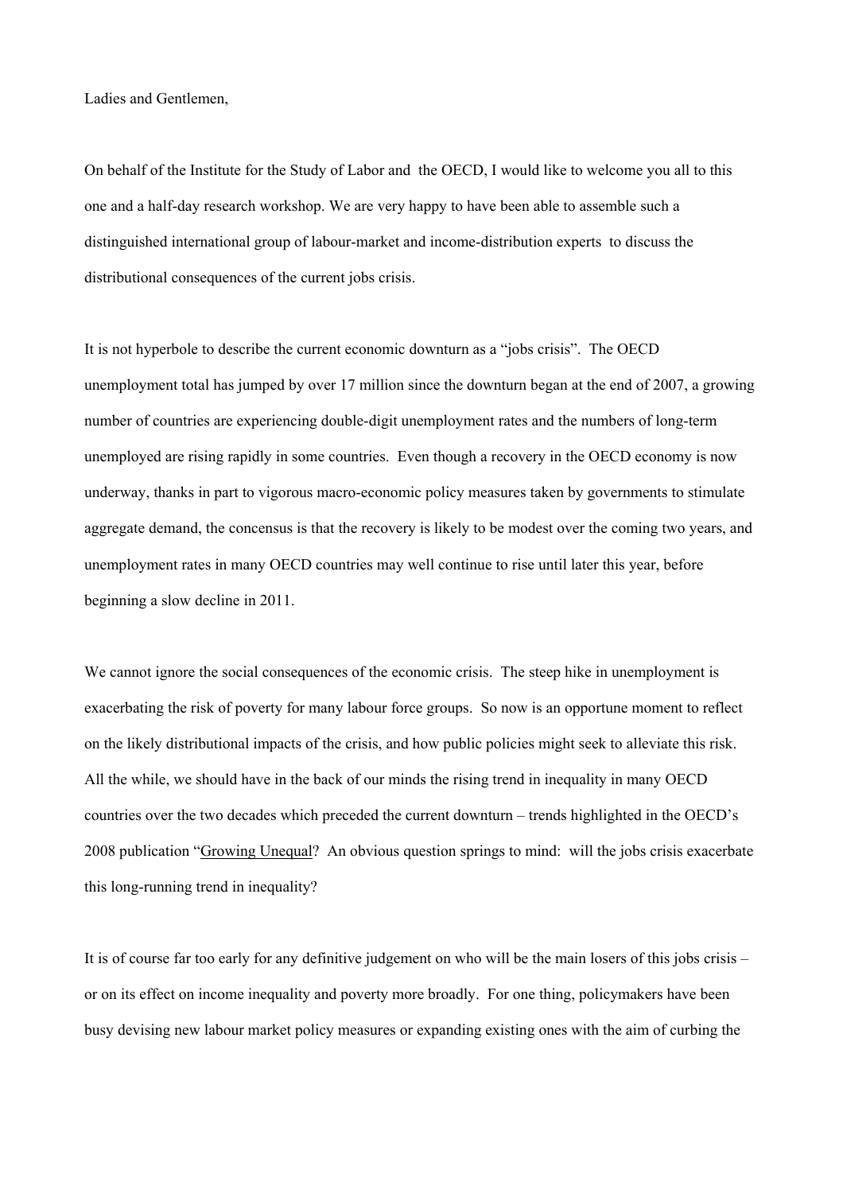Ladies and Gentlemen,

On behalf of the Institute for the Study of Labor and the OECD, I would like to welcome you all to this one and a half-day research workshop. We are very happy to have been able to assemble such a distinguished international group of labour-market and income-distribution experts to discuss the distributional consequences of the current jobs crisis.

It is not hyperbole to describe the current economic downturn as a “jobs crisis”. The OECD unemployment total has jumped by over 17 million since the downturn began at the end of 2007, a growing number of countries are experiencing double-digit unemployment rates and the numbers of long-term unemployed are rising rapidly in some countries. Even though a recovery in the OECD economy is now underway, thanks in part to vigorous macro-economic policy measures taken by governments to stimulate aggregate demand, the concensus is that the recovery is likely to be modest over the coming two years, and unemployment rates in many OECD countries may well continue to rise until later this year, before beginning a slow decline in 2011.

We cannot ignore the social consequences of the economic crisis. The steep hike in unemployment is exacerbating the risk of poverty for many labour force groups. So now is an opportune moment to reflect on the likely distributional impacts of the crisis, and how public policies might seek to alleviate this risk. All the while, we should have in the back of our minds the rising trend in inequality in many OECD countries over the two decades which preceded the current downturn – trends highlighted in the OECD’s 2008 publication “Growing Unequal? An obvious question springs to mind: will the jobs crisis exacerbate this long-running trend in inequality?

It is of course far too early for any definitive judgement on who will be the main losers of this jobs crisis – or on its effect on income inequality and poverty more broadly. For one thing, policymakers have been busy devising new labour market policy measures or expanding existing ones with the aim of curbing the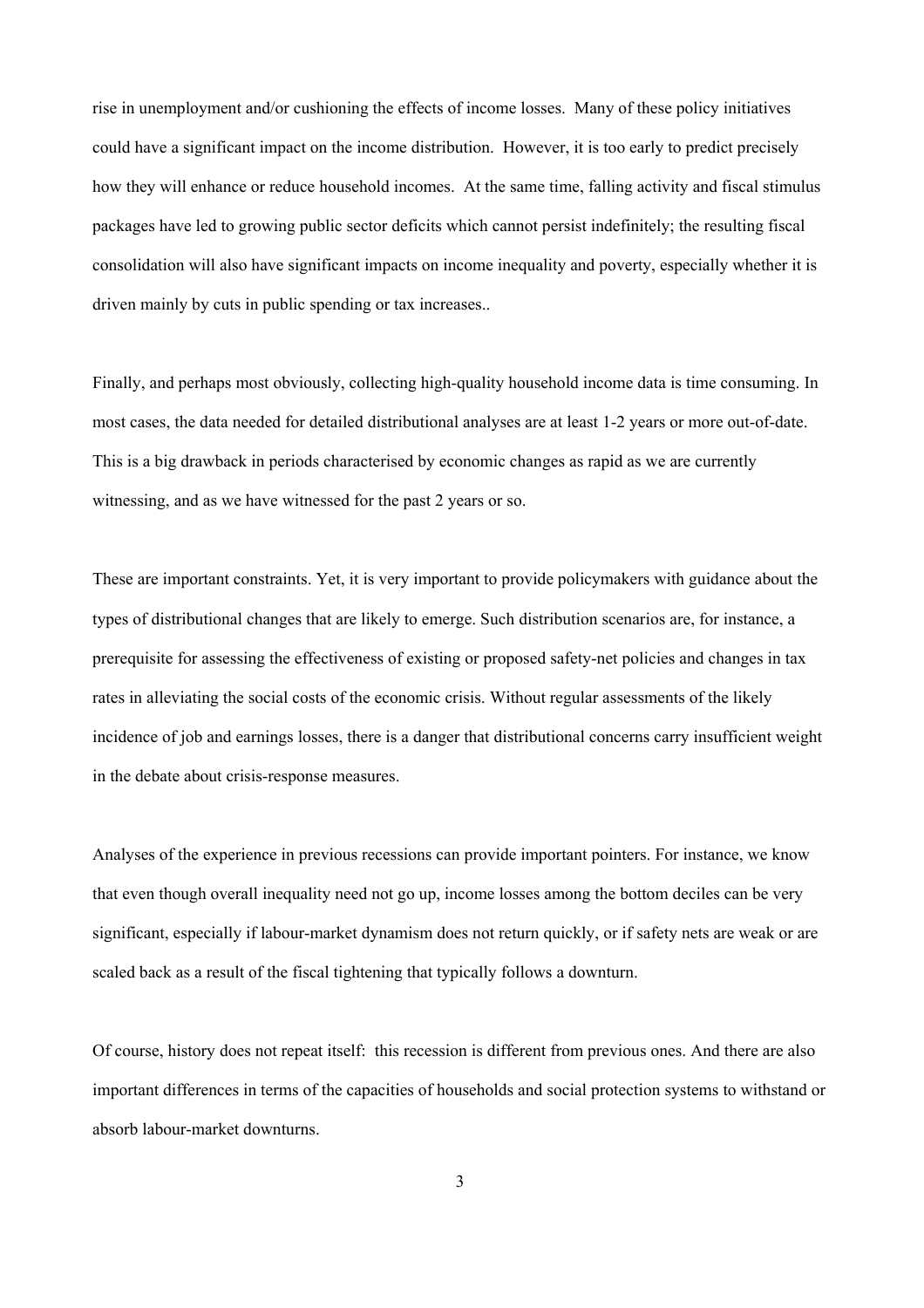rise in unemployment and/or cushioning the effects of income losses. Many of these policy initiatives could have a significant impact on the income distribution. However, it is too early to predict precisely how they will enhance or reduce household incomes. At the same time, falling activity and fiscal stimulus packages have led to growing public sector deficits which cannot persist indefinitely; the resulting fiscal consolidation will also have significant impacts on income inequality and poverty, especially whether it is driven mainly by cuts in public spending or tax increases..

Finally, and perhaps most obviously, collecting high-quality household income data is time consuming. In most cases, the data needed for detailed distributional analyses are at least 1-2 years or more out-of-date. This is a big drawback in periods characterised by economic changes as rapid as we are currently witnessing, and as we have witnessed for the past 2 years or so.

These are important constraints. Yet, it is very important to provide policymakers with guidance about the types of distributional changes that are likely to emerge. Such distribution scenarios are, for instance, a prerequisite for assessing the effectiveness of existing or proposed safety-net policies and changes in tax rates in alleviating the social costs of the economic crisis. Without regular assessments of the likely incidence of job and earnings losses, there is a danger that distributional concerns carry insufficient weight in the debate about crisis-response measures.

Analyses of the experience in previous recessions can provide important pointers. For instance, we know that even though overall inequality need not go up, income losses among the bottom deciles can be very significant, especially if labour-market dynamism does not return quickly, or if safety nets are weak or are scaled back as a result of the fiscal tightening that typically follows a downturn.

Of course, history does not repeat itself: this recession is different from previous ones. And there are also important differences in terms of the capacities of households and social protection systems to withstand or absorb labour-market downturns.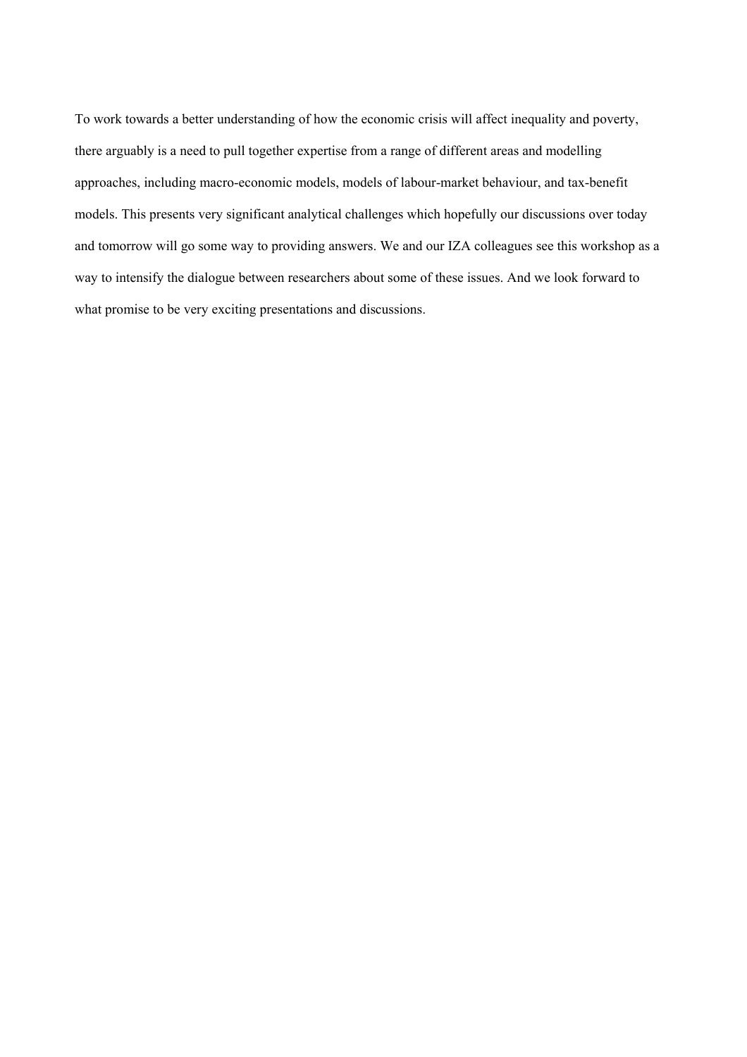To work towards a better understanding of how the economic crisis will affect inequality and poverty, there arguably is a need to pull together expertise from a range of different areas and modelling approaches, including macro-economic models, models of labour-market behaviour, and tax-benefit models. This presents very significant analytical challenges which hopefully our discussions over today and tomorrow will go some way to providing answers. We and our IZA colleagues see this workshop as a way to intensify the dialogue between researchers about some of these issues. And we look forward to what promise to be very exciting presentations and discussions.